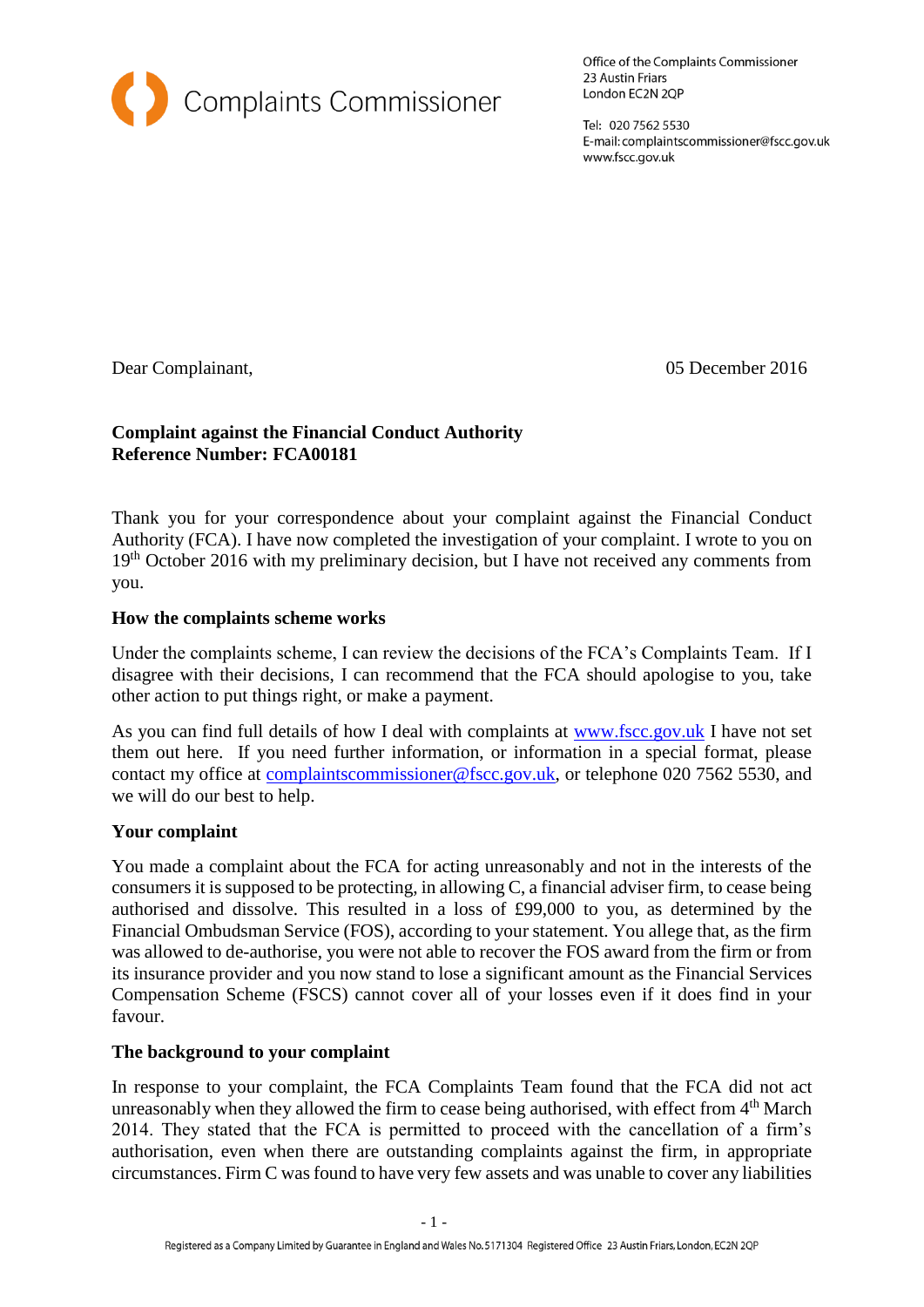Complaints Commissioner

Office of the Complaints Commissioner
23 Austin Friars
London EC2N 2QP

Tel: 020 7562 5530
E-mail: complaintscommissioner@fscc.gov.uk
www.fscc.gov.uk

Dear Complainant,

05 December 2016

**Complaint against the Financial Conduct Authority**
**Reference Number: FCA00181**

Thank you for your correspondence about your complaint against the Financial Conduct Authority (FCA). I have now completed the investigation of your complaint. I wrote to you on 19th October 2016 with my preliminary decision, but I have not received any comments from you.

**How the complaints scheme works**

Under the complaints scheme, I can review the decisions of the FCA's Complaints Team. If I disagree with their decisions, I can recommend that the FCA should apologise to you, take other action to put things right, or make a payment.

As you can find full details of how I deal with complaints at www.fscc.gov.uk I have not set them out here. If you need further information, or information in a special format, please contact my office at complaintscommissioner@fscc.gov.uk, or telephone 020 7562 5530, and we will do our best to help.

**Your complaint**

You made a complaint about the FCA for acting unreasonably and not in the interests of the consumers it is supposed to be protecting, in allowing C, a financial adviser firm, to cease being authorised and dissolve. This resulted in a loss of £99,000 to you, as determined by the Financial Ombudsman Service (FOS), according to your statement. You allege that, as the firm was allowed to de-authorise, you were not able to recover the FOS award from the firm or from its insurance provider and you now stand to lose a significant amount as the Financial Services Compensation Scheme (FSCS) cannot cover all of your losses even if it does find in your favour.

**The background to your complaint**

In response to your complaint, the FCA Complaints Team found that the FCA did not act unreasonably when they allowed the firm to cease being authorised, with effect from 4th March 2014. They stated that the FCA is permitted to proceed with the cancellation of a firm's authorisation, even when there are outstanding complaints against the firm, in appropriate circumstances. Firm C was found to have very few assets and was unable to cover any liabilities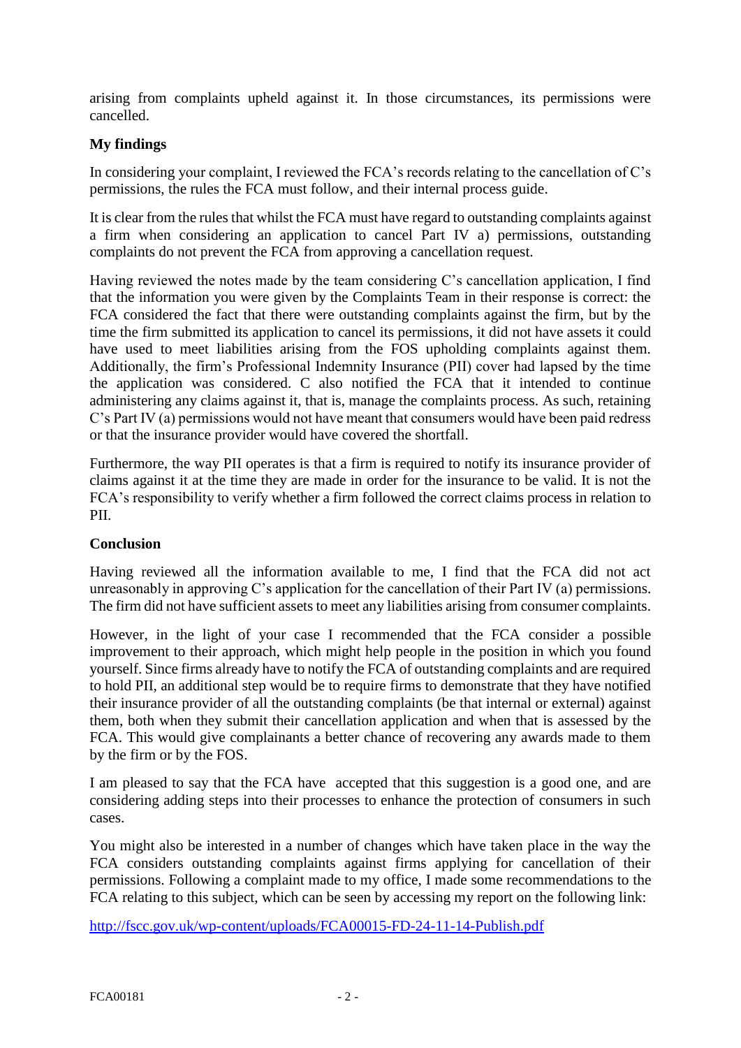arising from complaints upheld against it. In those circumstances, its permissions were cancelled.

**My findings**

In considering your complaint, I reviewed the FCA's records relating to the cancellation of C's permissions, the rules the FCA must follow, and their internal process guide.

It is clear from the rules that whilst the FCA must have regard to outstanding complaints against a firm when considering an application to cancel Part IV a) permissions, outstanding complaints do not prevent the FCA from approving a cancellation request.

Having reviewed the notes made by the team considering C's cancellation application, I find that the information you were given by the Complaints Team in their response is correct: the FCA considered the fact that there were outstanding complaints against the firm, but by the time the firm submitted its application to cancel its permissions, it did not have assets it could have used to meet liabilities arising from the FOS upholding complaints against them. Additionally, the firm's Professional Indemnity Insurance (PII) cover had lapsed by the time the application was considered. C also notified the FCA that it intended to continue administering any claims against it, that is, manage the complaints process. As such, retaining C's Part IV (a) permissions would not have meant that consumers would have been paid redress or that the insurance provider would have covered the shortfall.

Furthermore, the way PII operates is that a firm is required to notify its insurance provider of claims against it at the time they are made in order for the insurance to be valid. It is not the FCA's responsibility to verify whether a firm followed the correct claims process in relation to PII.

**Conclusion**

Having reviewed all the information available to me, I find that the FCA did not act unreasonably in approving C's application for the cancellation of their Part IV (a) permissions. The firm did not have sufficient assets to meet any liabilities arising from consumer complaints.

However, in the light of your case I recommended that the FCA consider a possible improvement to their approach, which might help people in the position in which you found yourself. Since firms already have to notify the FCA of outstanding complaints and are required to hold PII, an additional step would be to require firms to demonstrate that they have notified their insurance provider of all the outstanding complaints (be that internal or external) against them, both when they submit their cancellation application and when that is assessed by the FCA. This would give complainants a better chance of recovering any awards made to them by the firm or by the FOS.

I am pleased to say that the FCA have accepted that this suggestion is a good one, and are considering adding steps into their processes to enhance the protection of consumers in such cases.

You might also be interested in a number of changes which have taken place in the way the FCA considers outstanding complaints against firms applying for cancellation of their permissions. Following a complaint made to my office, I made some recommendations to the FCA relating to this subject, which can be seen by accessing my report on the following link:

http://fscc.gov.uk/wp-content/uploads/FCA00015-FD-24-11-14-Publish.pdf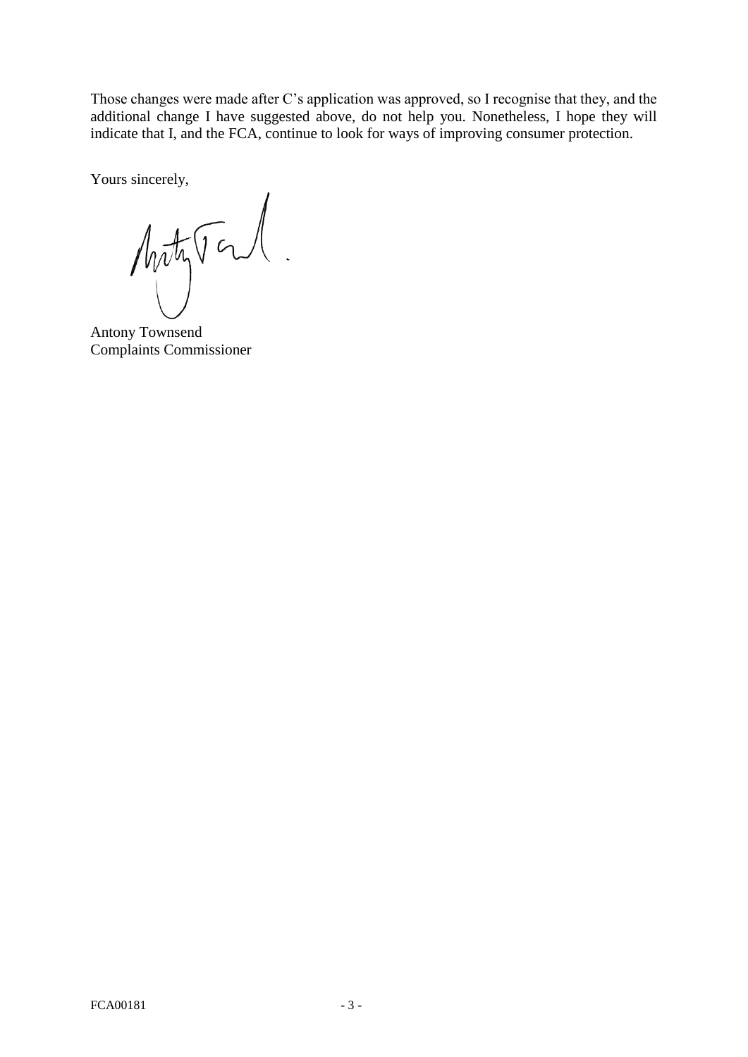Those changes were made after C's application was approved, so I recognise that they, and the additional change I have suggested above, do not help you. Nonetheless, I hope they will indicate that I, and the FCA, continue to look for ways of improving consumer protection.

Yours sincerely,

Antony Townsend
Complaints Commissioner